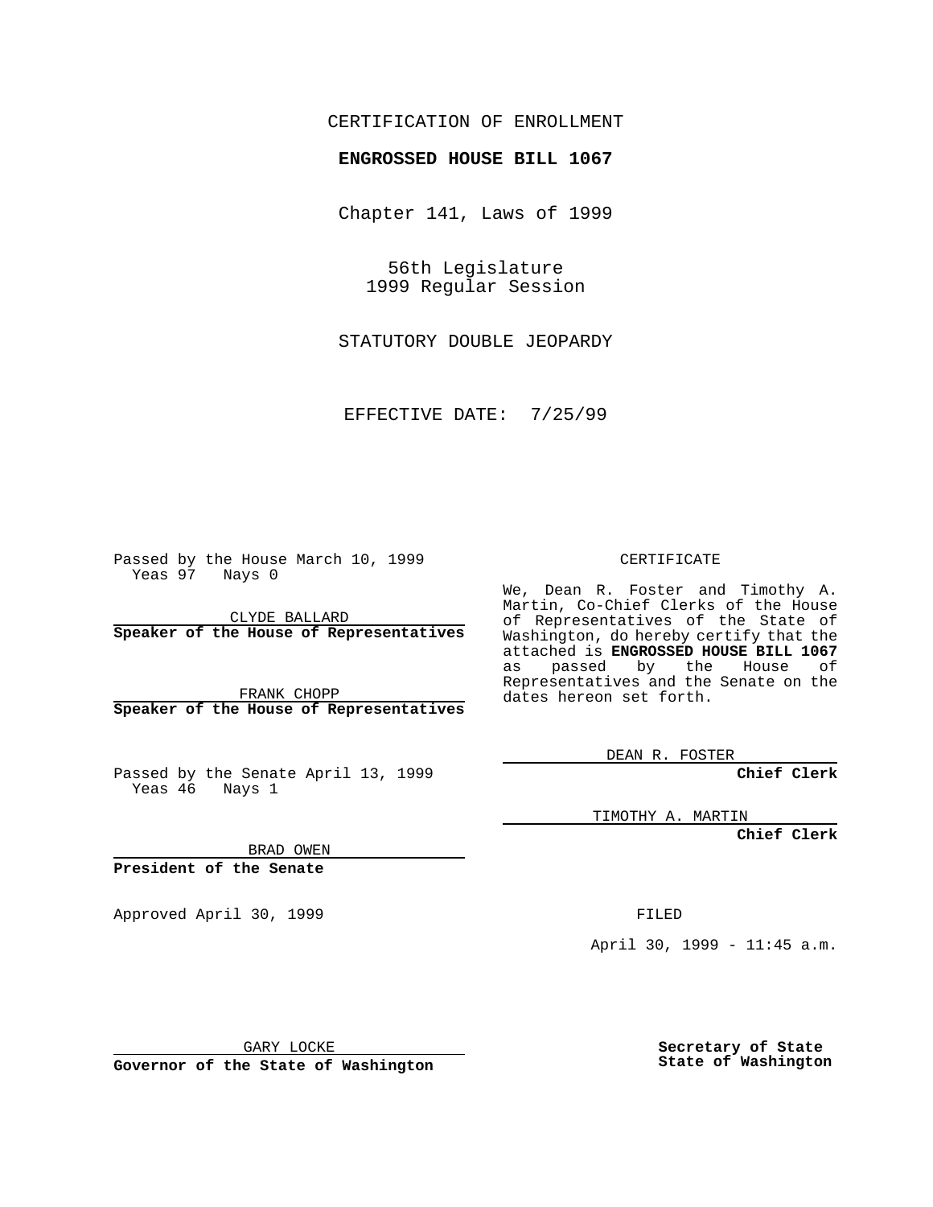CERTIFICATION OF ENROLLMENT

**ENGROSSED HOUSE BILL 1067**

Chapter 141, Laws of 1999

56th Legislature
1999 Regular Session

STATUTORY DOUBLE JEOPARDY

EFFECTIVE DATE: 7/25/99

Passed by the House March 10, 1999
Yeas 97 Nays 0

CLYDE BALLARD
**Speaker of the House of Representatives**

FRANK CHOPP
**Speaker of the House of Representatives**

Passed by the Senate April 13, 1999
Yeas 46 Nays 1

BRAD OWEN
**President of the Senate**

Approved April 30, 1999

GARY LOCKE
**Governor of the State of Washington**

CERTIFICATE

We, Dean R. Foster and Timothy A. Martin, Co-Chief Clerks of the House of Representatives of the State of Washington, do hereby certify that the attached is **ENGROSSED HOUSE BILL 1067** as passed by the House of Representatives and the Senate on the dates hereon set forth.

DEAN R. FOSTER
**Chief Clerk**

TIMOTHY A. MARTIN
**Chief Clerk**

FILED

April 30, 1999 - 11:45 a.m.

**Secretary of State**
**State of Washington**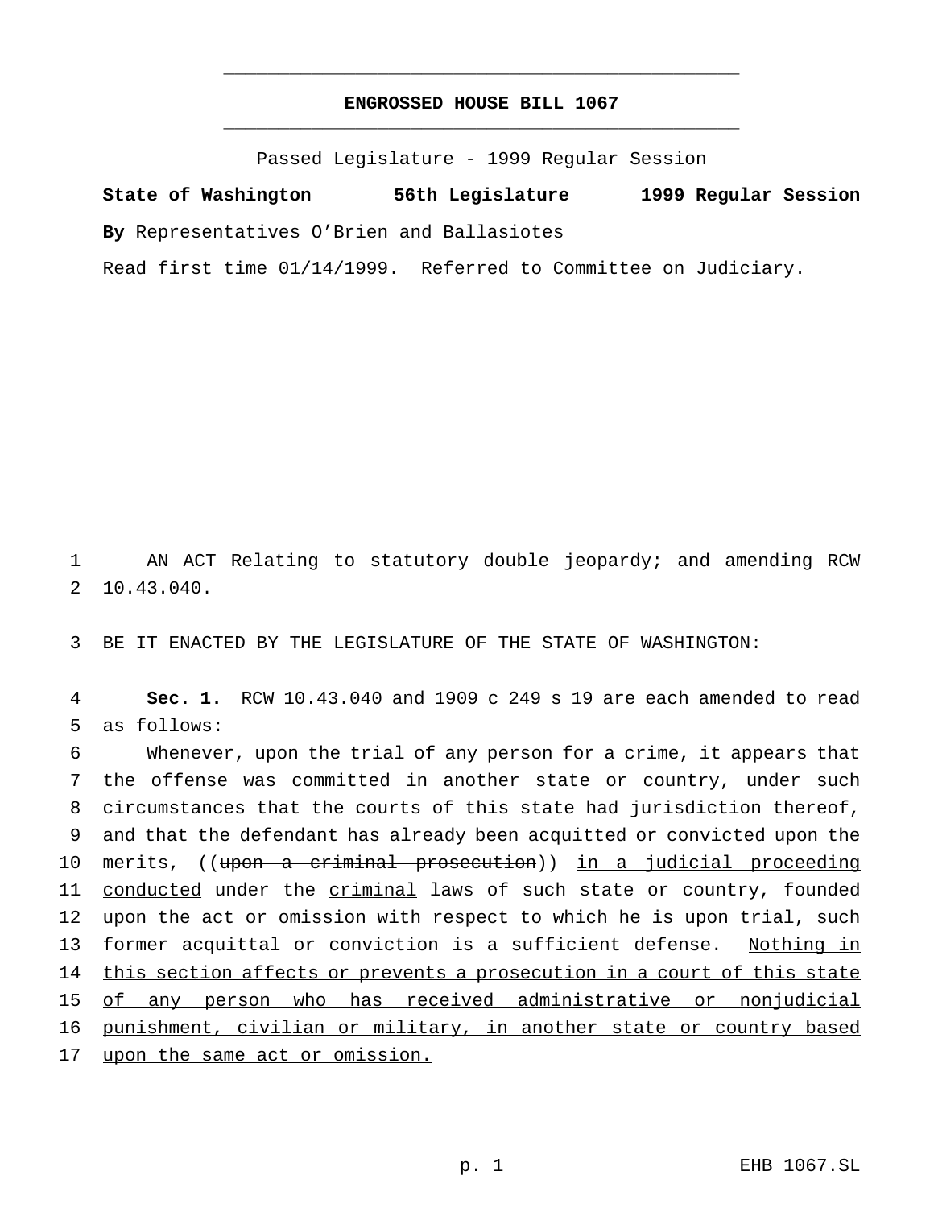**ENGROSSED HOUSE BILL 1067**

Passed Legislature - 1999 Regular Session

**State of Washington 56th Legislature 1999 Regular Session**

**By** Representatives O'Brien and Ballasiotes

Read first time 01/14/1999. Referred to Committee on Judiciary.

AN ACT Relating to statutory double jeopardy; and amending RCW 10.43.040.

BE IT ENACTED BY THE LEGISLATURE OF THE STATE OF WASHINGTON:

**Sec. 1.** RCW 10.43.040 and 1909 c 249 s 19 are each amended to read as follows:

Whenever, upon the trial of any person for a crime, it appears that the offense was committed in another state or country, under such circumstances that the courts of this state had jurisdiction thereof, and that the defendant has already been acquitted or convicted upon the merits, ((~~upon a criminal prosecution~~)) <u>in a judicial proceeding conducted</u> under the <u>criminal</u> laws of such state or country, founded upon the act or omission with respect to which he is upon trial, such former acquittal or conviction is a sufficient defense. <u>Nothing in this section affects or prevents a prosecution in a court of this state of any person who has received administrative or nonjudicial punishment, civilian or military, in another state or country based upon the same act or omission.</u>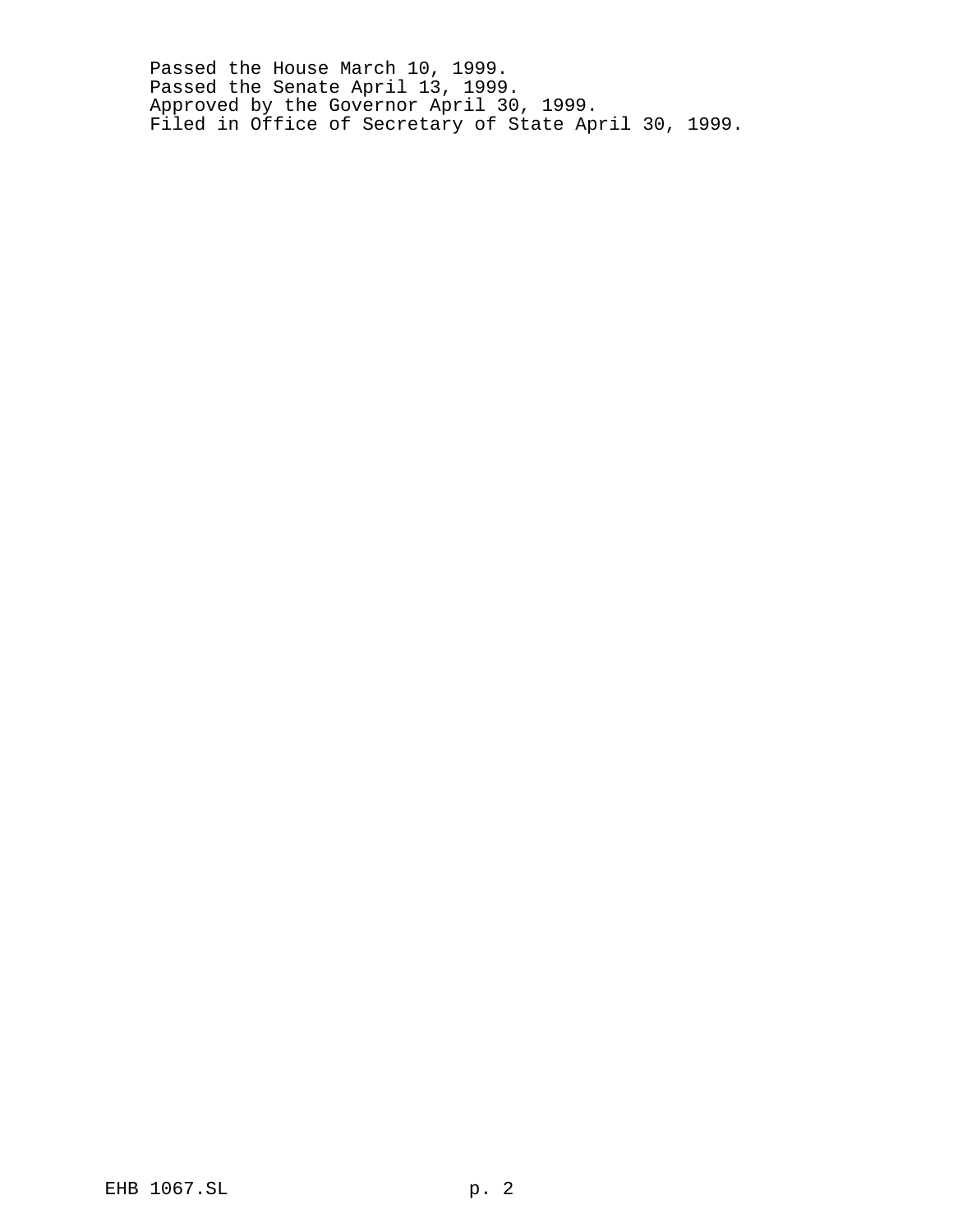Passed the House March 10, 1999.
Passed the Senate April 13, 1999.
Approved by the Governor April 30, 1999.
Filed in Office of Secretary of State April 30, 1999.